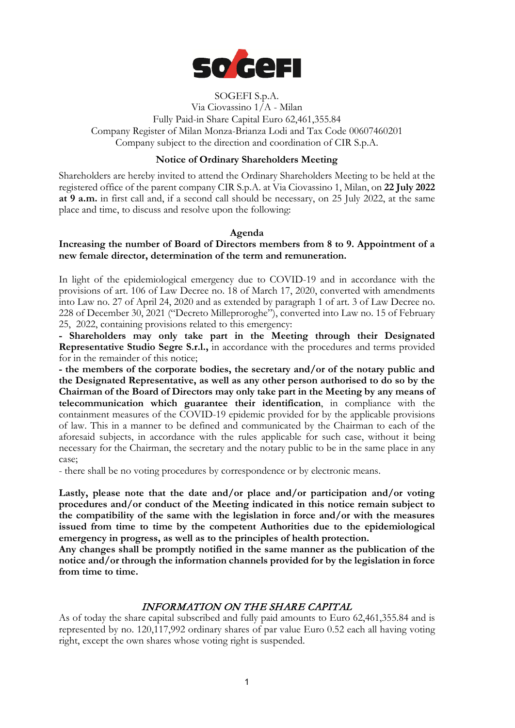SOGEFI S.p.A.
Via Ciovassino 1/A - Milan
Fully Paid-in Share Capital Euro 62,461,355.84
Company Register of Milan Monza-Brianza Lodi and Tax Code 00607460201
Company subject to the direction and coordination of CIR S.p.A.

## Notice of Ordinary Shareholders Meeting

Shareholders are hereby invited to attend the Ordinary Shareholders Meeting to be held at the registered office of the parent company CIR S.p.A. at Via Ciovassino 1, Milan, on **22 July 2022 at 9 a.m.** in first call and, if a second call should be necessary, on 25 July 2022, at the same place and time, to discuss and resolve upon the following:

### Agenda

**Increasing the number of Board of Directors members from 8 to 9. Appointment of a new female director, determination of the term and remuneration.**

In light of the epidemiological emergency due to COVID-19 and in accordance with the provisions of art. 106 of Law Decree no. 18 of March 17, 2020, converted with amendments into Law no. 27 of April 24, 2020 and as extended by paragraph 1 of art. 3 of Law Decree no. 228 of December 30, 2021 ("Decreto Milleproroghe"), converted into Law no. 15 of February 25, 2022, containing provisions related to this emergency:

**- Shareholders may only take part in the Meeting through their Designated Representative Studio Segre S.r.l.,** in accordance with the procedures and terms provided for in the remainder of this notice;

**- the members of the corporate bodies, the secretary and/or of the notary public and the Designated Representative, as well as any other person authorised to do so by the Chairman of the Board of Directors may only take part in the Meeting by any means of telecommunication which guarantee their identification**, in compliance with the containment measures of the COVID-19 epidemic provided for by the applicable provisions of law. This in a manner to be defined and communicated by the Chairman to each of the aforesaid subjects, in accordance with the rules applicable for such case, without it being necessary for the Chairman, the secretary and the notary public to be in the same place in any case;

- there shall be no voting procedures by correspondence or by electronic means.

**Lastly, please note that the date and/or place and/or participation and/or voting procedures and/or conduct of the Meeting indicated in this notice remain subject to the compatibility of the same with the legislation in force and/or with the measures issued from time to time by the competent Authorities due to the epidemiological emergency in progress, as well as to the principles of health protection.**

**Any changes shall be promptly notified in the same manner as the publication of the notice and/or through the information channels provided for by the legislation in force from time to time.**

### *INFORMATION ON THE SHARE CAPITAL*

As of today the share capital subscribed and fully paid amounts to Euro 62,461,355.84 and is represented by no. 120,117,992 ordinary shares of par value Euro 0.52 each all having voting right, except the own shares whose voting right is suspended.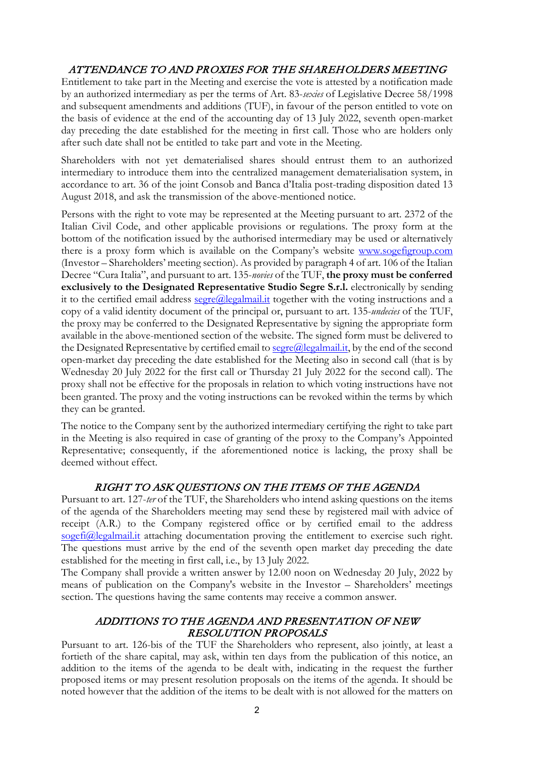## *ATTENDANCE TO AND PROXIES FOR THE SHAREHOLDERS MEETING*

Entitlement to take part in the Meeting and exercise the vote is attested by a notification made by an authorized intermediary as per the terms of Art. 83-*sexies* of Legislative Decree 58/1998 and subsequent amendments and additions (TUF), in favour of the person entitled to vote on the basis of evidence at the end of the accounting day of 13 July 2022, seventh open-market day preceding the date established for the meeting in first call. Those who are holders only after such date shall not be entitled to take part and vote in the Meeting.

Shareholders with not yet dematerialised shares should entrust them to an authorized intermediary to introduce them into the centralized management dematerialisation system, in accordance to art. 36 of the joint Consob and Banca d'Italia post-trading disposition dated 13 August 2018, and ask the transmission of the above-mentioned notice.

Persons with the right to vote may be represented at the Meeting pursuant to art. 2372 of the Italian Civil Code, and other applicable provisions or regulations. The proxy form at the bottom of the notification issued by the authorised intermediary may be used or alternatively there is a proxy form which is available on the Company's website www.sogefigroup.com (Investor – Shareholders' meeting section). As provided by paragraph 4 of art. 106 of the Italian Decree "Cura Italia", and pursuant to art. 135-*novies* of the TUF, **the proxy must be conferred exclusively to the Designated Representative Studio Segre S.r.l.** electronically by sending it to the certified email address segre@legalmail.it together with the voting instructions and a copy of a valid identity document of the principal or, pursuant to art. 135-*undecies* of the TUF, the proxy may be conferred to the Designated Representative by signing the appropriate form available in the above-mentioned section of the website. The signed form must be delivered to the Designated Representative by certified email to segre@legalmail.it, by the end of the second open-market day preceding the date established for the Meeting also in second call (that is by Wednesday 20 July 2022 for the first call or Thursday 21 July 2022 for the second call). The proxy shall not be effective for the proposals in relation to which voting instructions have not been granted. The proxy and the voting instructions can be revoked within the terms by which they can be granted.

The notice to the Company sent by the authorized intermediary certifying the right to take part in the Meeting is also required in case of granting of the proxy to the Company's Appointed Representative; consequently, if the aforementioned notice is lacking, the proxy shall be deemed without effect.

## *RIGHT TO ASK QUESTIONS ON THE ITEMS OF THE AGENDA*

Pursuant to art. 127-*ter* of the TUF, the Shareholders who intend asking questions on the items of the agenda of the Shareholders meeting may send these by registered mail with advice of receipt (A.R.) to the Company registered office or by certified email to the address sogefi@legalmail.it attaching documentation proving the entitlement to exercise such right. The questions must arrive by the end of the seventh open market day preceding the date established for the meeting in first call, i.e., by 13 July 2022.
The Company shall provide a written answer by 12.00 noon on Wednesday 20 July, 2022 by means of publication on the Company's website in the Investor – Shareholders' meetings section. The questions having the same contents may receive a common answer.

## *ADDITIONS TO THE AGENDA AND PRESENTATION OF NEW RESOLUTION PROPOSALS*

Pursuant to art. 126-bis of the TUF the Shareholders who represent, also jointly, at least a fortieth of the share capital, may ask, within ten days from the publication of this notice, an addition to the items of the agenda to be dealt with, indicating in the request the further proposed items or may present resolution proposals on the items of the agenda. It should be noted however that the addition of the items to be dealt with is not allowed for the matters on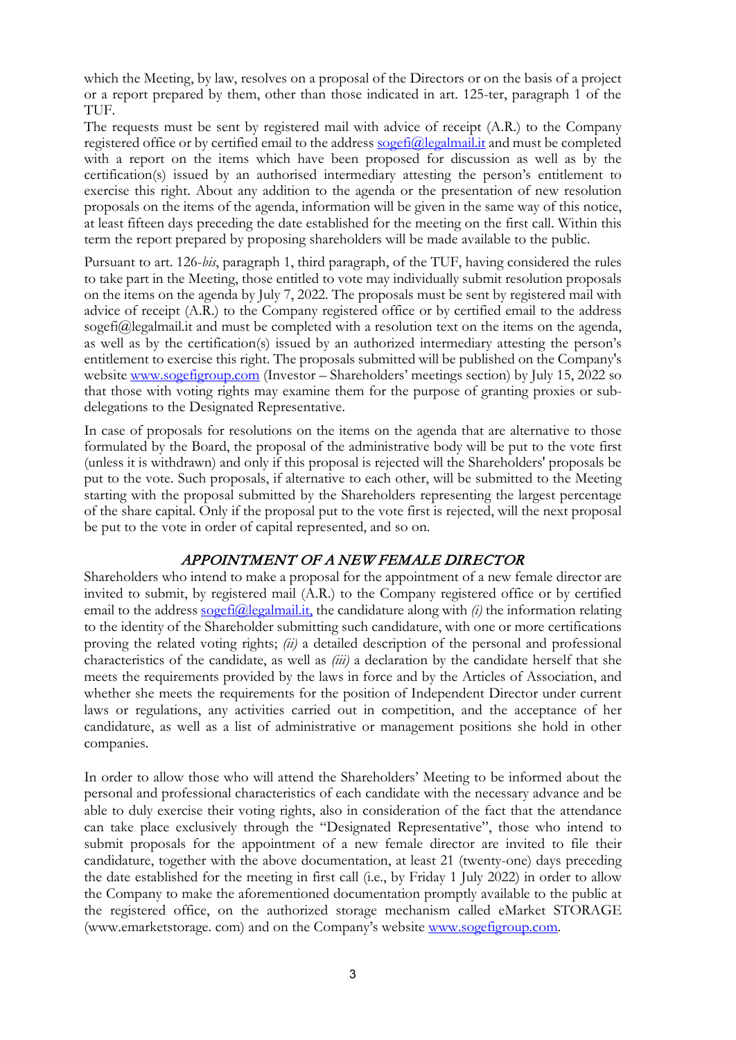which the Meeting, by law, resolves on a proposal of the Directors or on the basis of a project or a report prepared by them, other than those indicated in art. 125-ter, paragraph 1 of the TUF.

The requests must be sent by registered mail with advice of receipt (A.R.) to the Company registered office or by certified email to the address sogefi@legalmail.it and must be completed with a report on the items which have been proposed for discussion as well as by the certification(s) issued by an authorised intermediary attesting the person's entitlement to exercise this right. About any addition to the agenda or the presentation of new resolution proposals on the items of the agenda, information will be given in the same way of this notice, at least fifteen days preceding the date established for the meeting on the first call. Within this term the report prepared by proposing shareholders will be made available to the public.

Pursuant to art. 126-*bis*, paragraph 1, third paragraph, of the TUF, having considered the rules to take part in the Meeting, those entitled to vote may individually submit resolution proposals on the items on the agenda by July 7, 2022. The proposals must be sent by registered mail with advice of receipt (A.R.) to the Company registered office or by certified email to the address sogefi@legalmail.it and must be completed with a resolution text on the items on the agenda, as well as by the certification(s) issued by an authorized intermediary attesting the person's entitlement to exercise this right. The proposals submitted will be published on the Company's website www.sogefigroup.com (Investor – Shareholders' meetings section) by July 15, 2022 so that those with voting rights may examine them for the purpose of granting proxies or sub-delegations to the Designated Representative.

In case of proposals for resolutions on the items on the agenda that are alternative to those formulated by the Board, the proposal of the administrative body will be put to the vote first (unless it is withdrawn) and only if this proposal is rejected will the Shareholders' proposals be put to the vote. Such proposals, if alternative to each other, will be submitted to the Meeting starting with the proposal submitted by the Shareholders representing the largest percentage of the share capital. Only if the proposal put to the vote first is rejected, will the next proposal be put to the vote in order of capital represented, and so on.

## *APPOINTMENT OF A NEW FEMALE DIRECTOR*

Shareholders who intend to make a proposal for the appointment of a new female director are invited to submit, by registered mail (A.R.) to the Company registered office or by certified email to the address sogefi@legalmail.it, the candidature along with *(i)* the information relating to the identity of the Shareholder submitting such candidature, with one or more certifications proving the related voting rights; *(ii)* a detailed description of the personal and professional characteristics of the candidate, as well as *(iii)* a declaration by the candidate herself that she meets the requirements provided by the laws in force and by the Articles of Association, and whether she meets the requirements for the position of Independent Director under current laws or regulations, any activities carried out in competition, and the acceptance of her candidature, as well as a list of administrative or management positions she hold in other companies.

In order to allow those who will attend the Shareholders' Meeting to be informed about the personal and professional characteristics of each candidate with the necessary advance and be able to duly exercise their voting rights, also in consideration of the fact that the attendance can take place exclusively through the "Designated Representative", those who intend to submit proposals for the appointment of a new female director are invited to file their candidature, together with the above documentation, at least 21 (twenty-one) days preceding the date established for the meeting in first call (i.e., by Friday 1 July 2022) in order to allow the Company to make the aforementioned documentation promptly available to the public at the registered office, on the authorized storage mechanism called eMarket STORAGE (www.emarketstorage. com) and on the Company's website www.sogefigroup.com.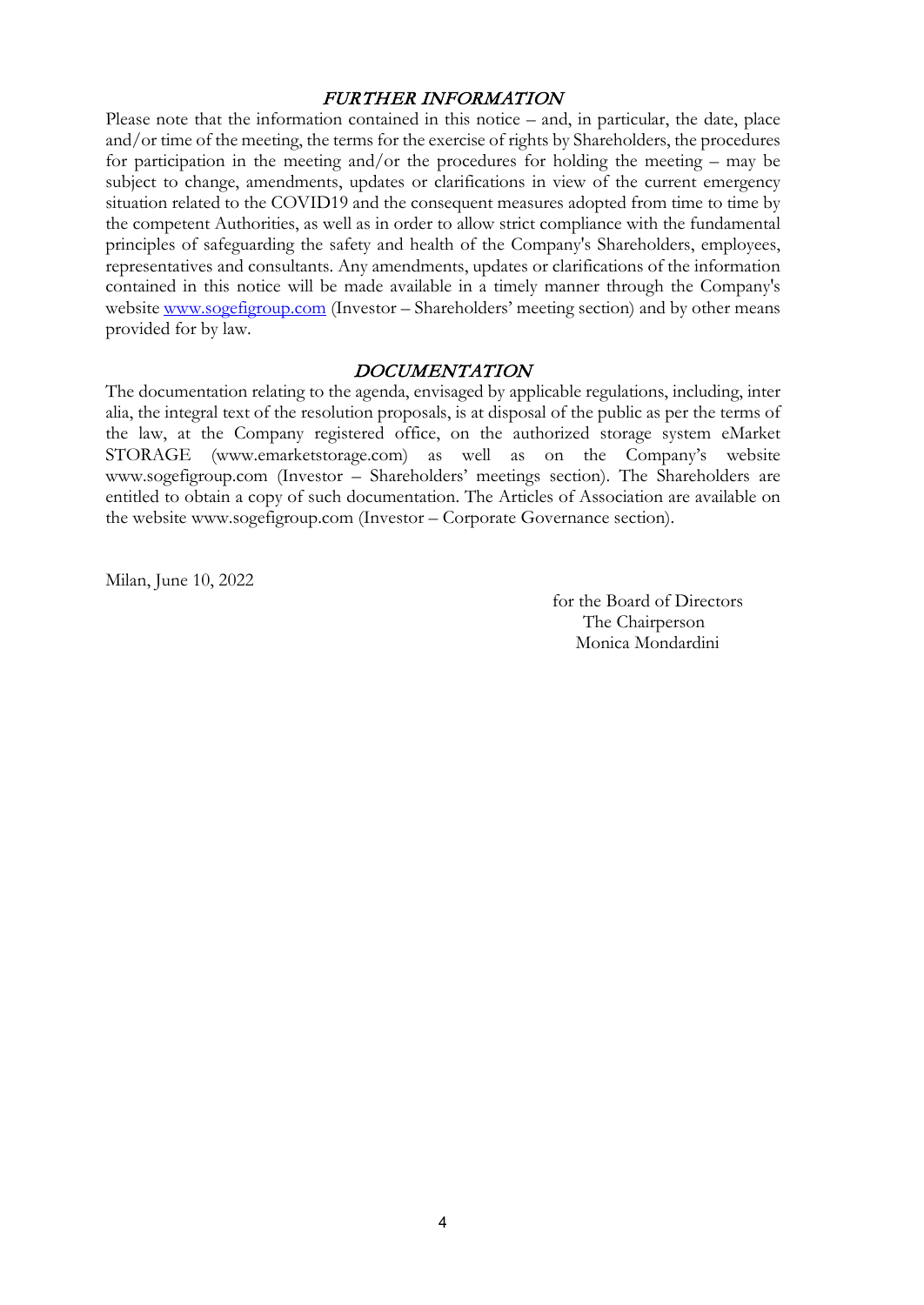## *FURTHER INFORMATION*

Please note that the information contained in this notice – and, in particular, the date, place and/or time of the meeting, the terms for the exercise of rights by Shareholders, the procedures for participation in the meeting and/or the procedures for holding the meeting – may be subject to change, amendments, updates or clarifications in view of the current emergency situation related to the COVID19 and the consequent measures adopted from time to time by the competent Authorities, as well as in order to allow strict compliance with the fundamental principles of safeguarding the safety and health of the Company's Shareholders, employees, representatives and consultants. Any amendments, updates or clarifications of the information contained in this notice will be made available in a timely manner through the Company's website www.sogefigroup.com (Investor – Shareholders' meeting section) and by other means provided for by law.

## *DOCUMENTATION*

The documentation relating to the agenda, envisaged by applicable regulations, including, inter alia, the integral text of the resolution proposals, is at disposal of the public as per the terms of the law, at the Company registered office, on the authorized storage system eMarket STORAGE (www.emarketstorage.com) as well as on the Company's website www.sogefigroup.com (Investor – Shareholders' meetings section). The Shareholders are entitled to obtain a copy of such documentation. The Articles of Association are available on the website www.sogefigroup.com (Investor – Corporate Governance section).

Milan, June 10, 2022

for the Board of Directors
The Chairperson
Monica Mondardini